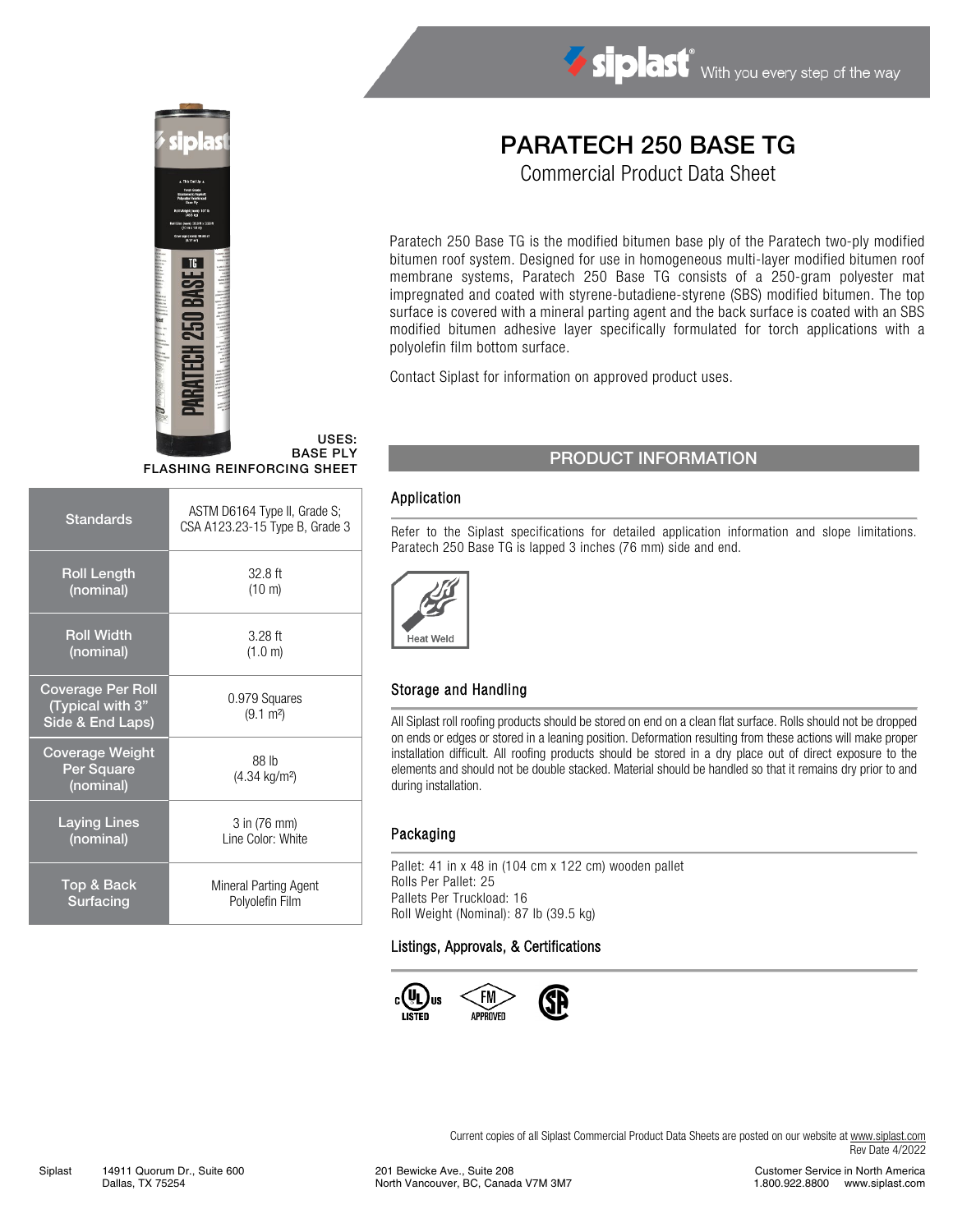# PARATECH 250 BASE TG

Commercial Product Data Sheet

Paratech 250 Base TG is the modified bitumen base ply of the Paratech two-ply modified bitumen roof system. Designed for use in homogeneous multi-layer modified bitumen roof membrane systems, Paratech 250 Base TG consists of a 250-gram polyester mat impregnated and coated with styrene-butadiene-styrene (SBS) modified bitumen. The top surface is covered with a mineral parting agent and the back surface is coated with an SBS modified bitumen adhesive layer specifically formulated for torch applications with a polyolefin film bottom surface.

Contact Siplast for information on approved product uses.

**USES:**
**BASE PLY**
**FLASHING REINFORCING SHEET**

| Property | Value |
| --- | --- |
| Standards | ASTM D6164 Type II, Grade S; CSA A123.23-15 Type B, Grade 3 |
| Roll Length (nominal) | 32.8 ft (10 m) |
| Roll Width (nominal) | 3.28 ft (1.0 m) |
| Coverage Per Roll (Typical with 3" Side & End Laps) | 0.979 Squares (9.1 m²) |
| Coverage Weight Per Square (nominal) | 88 lb (4.34 kg/m²) |
| Laying Lines (nominal) | 3 in (76 mm) Line Color: White |
| Top & Back Surfacing | Mineral Parting Agent Polyolefin Film |

## PRODUCT INFORMATION

### Application

Refer to the Siplast specifications for detailed application information and slope limitations. Paratech 250 Base TG is lapped 3 inches (76 mm) side and end.

Heat Weld

### Storage and Handling

All Siplast roll roofing products should be stored on end on a clean flat surface. Rolls should not be dropped on ends or edges or stored in a leaning position. Deformation resulting from these actions will make proper installation difficult. All roofing products should be stored in a dry place out of direct exposure to the elements and should not be double stacked. Material should be handled so that it remains dry prior to and during installation.

### Packaging

Pallet: 41 in x 48 in (104 cm x 122 cm) wooden pallet
Rolls Per Pallet: 25
Pallets Per Truckload: 16
Roll Weight (Nominal): 87 lb (39.5 kg)

### Listings, Approvals, & Certifications

c UL us LISTED — FM APPROVED — CSA

Current copies of all Siplast Commercial Product Data Sheets are posted on our website at www.siplast.com
Rev Date 4/2022

Siplast 14911 Quorum Dr., Suite 600 Dallas, TX 75254 | 201 Bewicke Ave., Suite 208 North Vancouver, BC, Canada V7M 3M7 | Customer Service in North America 1.800.922.8800 www.siplast.com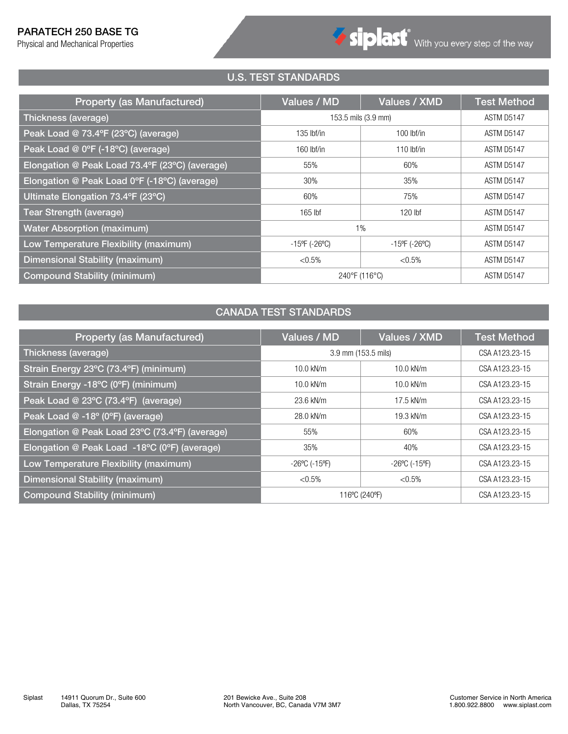# PARATECH 250 BASE TG

Physical and Mechanical Properties

siplast With you every step of the way

## U.S. TEST STANDARDS

| Property (as Manufactured) | Values / MD | Values / XMD | Test Method |
| --- | --- | --- | --- |
| Thickness (average) | 153.5 mils (3.9 mm) | | ASTM D5147 |
| Peak Load @ 73.4ºF (23ºC) (average) | 135 lbf/in | 100 lbf/in | ASTM D5147 |
| Peak Load @ 0ºF (-18ºC) (average) | 160 lbf/in | 110 lbf/in | ASTM D5147 |
| Elongation @ Peak Load 73.4ºF (23ºC) (average) | 55% | 60% | ASTM D5147 |
| Elongation @ Peak Load 0ºF (-18ºC) (average) | 30% | 35% | ASTM D5147 |
| Ultimate Elongation 73.4ºF (23ºC) | 60% | 75% | ASTM D5147 |
| Tear Strength (average) | 165 lbf | 120 lbf | ASTM D5147 |
| Water Absorption (maximum) | 1% | | ASTM D5147 |
| Low Temperature Flexibility (maximum) | -15ºF (-26ºC) | -15ºF (-26ºC) | ASTM D5147 |
| Dimensional Stability (maximum) | <0.5% | <0.5% | ASTM D5147 |
| Compound Stability (minimum) | 240°F (116°C) | | ASTM D5147 |

## CANADA TEST STANDARDS

| Property (as Manufactured) | Values / MD | Values / XMD | Test Method |
| --- | --- | --- | --- |
| Thickness (average) | 3.9 mm (153.5 mils) | | CSA A123.23-15 |
| Strain Energy 23ºC (73.4ºF) (minimum) | 10.0 kN/m | 10.0 kN/m | CSA A123.23-15 |
| Strain Energy -18ºC (0ºF) (minimum) | 10.0 kN/m | 10.0 kN/m | CSA A123.23-15 |
| Peak Load @ 23ºC (73.4ºF) (average) | 23.6 kN/m | 17.5 kN/m | CSA A123.23-15 |
| Peak Load @ -18º (0ºF) (average) | 28.0 kN/m | 19.3 kN/m | CSA A123.23-15 |
| Elongation @ Peak Load 23ºC (73.4ºF) (average) | 55% | 60% | CSA A123.23-15 |
| Elongation @ Peak Load -18ºC (0ºF) (average) | 35% | 40% | CSA A123.23-15 |
| Low Temperature Flexibility (maximum) | -26ºC (-15ºF) | -26ºC (-15ºF) | CSA A123.23-15 |
| Dimensional Stability (maximum) | <0.5% | <0.5% | CSA A123.23-15 |
| Compound Stability (minimum) | 116ºC (240ºF) | | CSA A123.23-15 |

Siplast 14911 Quorum Dr., Suite 600
Dallas, TX 75254

201 Bewicke Ave., Suite 208
North Vancouver, BC, Canada V7M 3M7

Customer Service in North America
1.800.922.8800 www.siplast.com